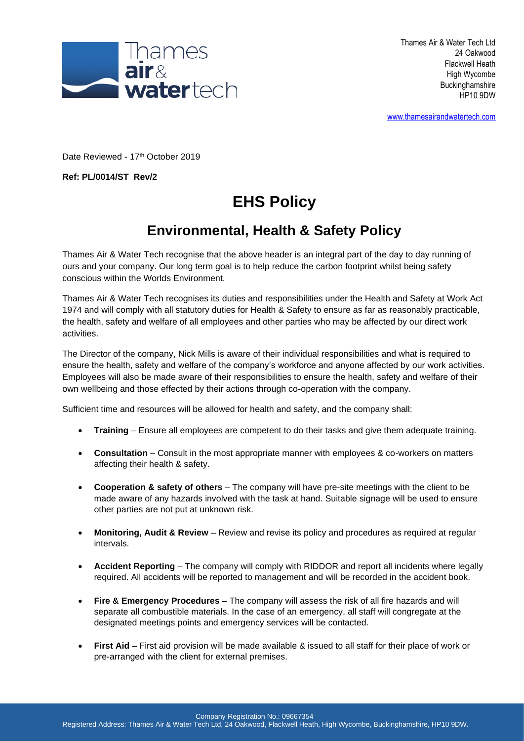Thames Air & Water Tech Ltd
24 Oakwood
Flackwell Heath
High Wycombe
Buckinghamshire
HP10 9DW

www.thamesairandwatertech.com

Date Reviewed - 17th October 2019

**Ref: PL/0014/ST Rev/2**

# EHS Policy

## Environmental, Health & Safety Policy

Thames Air & Water Tech recognise that the above header is an integral part of the day to day running of ours and your company. Our long term goal is to help reduce the carbon footprint whilst being safety conscious within the Worlds Environment.

Thames Air & Water Tech recognises its duties and responsibilities under the Health and Safety at Work Act 1974 and will comply with all statutory duties for Health & Safety to ensure as far as reasonably practicable, the health, safety and welfare of all employees and other parties who may be affected by our direct work activities.

The Director of the company, Nick Mills is aware of their individual responsibilities and what is required to ensure the health, safety and welfare of the company's workforce and anyone affected by our work activities. Employees will also be made aware of their responsibilities to ensure the health, safety and welfare of their own wellbeing and those effected by their actions through co-operation with the company.

Sufficient time and resources will be allowed for health and safety, and the company shall:

- **Training** – Ensure all employees are competent to do their tasks and give them adequate training.
- **Consultation** – Consult in the most appropriate manner with employees & co-workers on matters affecting their health & safety.
- **Cooperation & safety of others** – The company will have pre-site meetings with the client to be made aware of any hazards involved with the task at hand. Suitable signage will be used to ensure other parties are not put at unknown risk.
- **Monitoring, Audit & Review** – Review and revise its policy and procedures as required at regular intervals.
- **Accident Reporting** – The company will comply with RIDDOR and report all incidents where legally required. All accidents will be reported to management and will be recorded in the accident book.
- **Fire & Emergency Procedures** – The company will assess the risk of all fire hazards and will separate all combustible materials. In the case of an emergency, all staff will congregate at the designated meetings points and emergency services will be contacted.
- **First Aid** – First aid provision will be made available & issued to all staff for their place of work or pre-arranged with the client for external premises.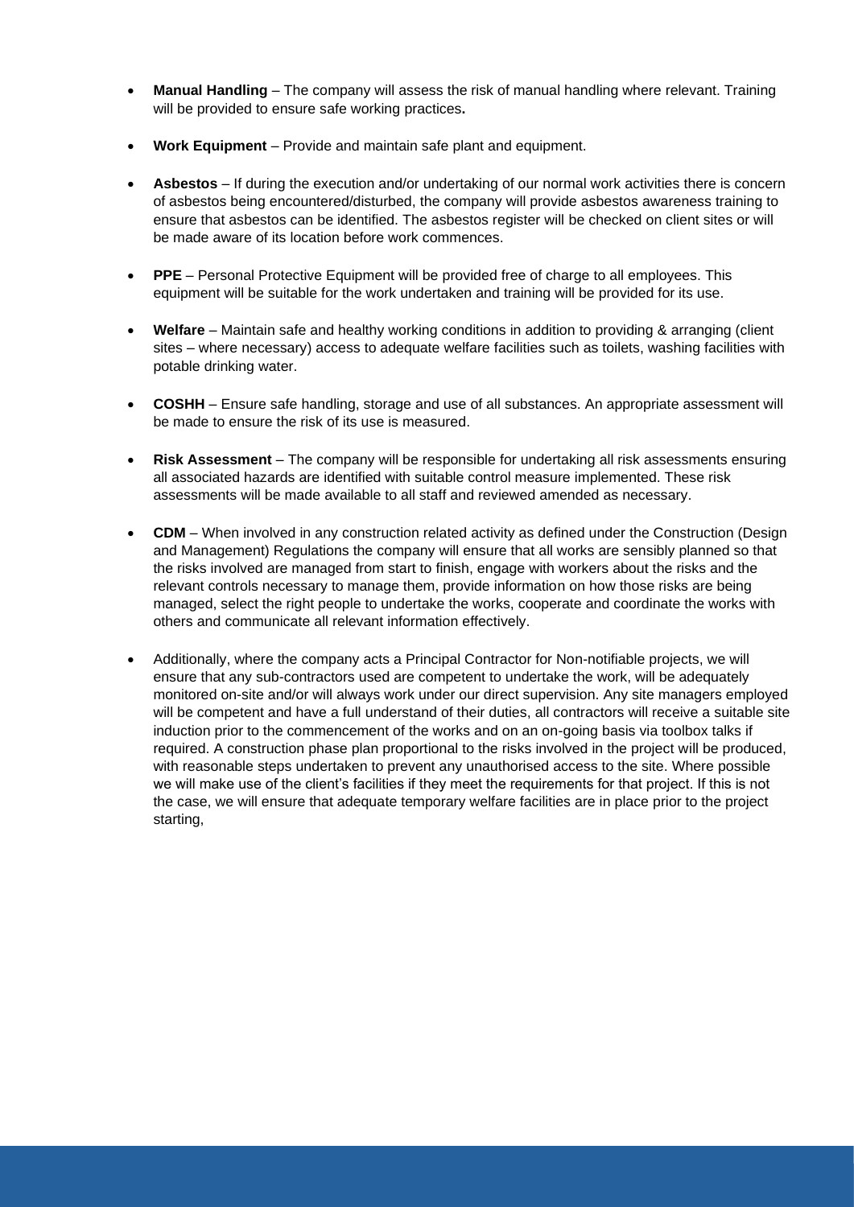- **Manual Handling** – The company will assess the risk of manual handling where relevant. Training will be provided to ensure safe working practices**.**

- **Work Equipment** – Provide and maintain safe plant and equipment.

- **Asbestos** – If during the execution and/or undertaking of our normal work activities there is concern of asbestos being encountered/disturbed, the company will provide asbestos awareness training to ensure that asbestos can be identified. The asbestos register will be checked on client sites or will be made aware of its location before work commences.

- **PPE** – Personal Protective Equipment will be provided free of charge to all employees. This equipment will be suitable for the work undertaken and training will be provided for its use.

- **Welfare** – Maintain safe and healthy working conditions in addition to providing & arranging (client sites – where necessary) access to adequate welfare facilities such as toilets, washing facilities with potable drinking water.

- **COSHH** – Ensure safe handling, storage and use of all substances. An appropriate assessment will be made to ensure the risk of its use is measured.

- **Risk Assessment** – The company will be responsible for undertaking all risk assessments ensuring all associated hazards are identified with suitable control measure implemented. These risk assessments will be made available to all staff and reviewed amended as necessary.

- **CDM** – When involved in any construction related activity as defined under the Construction (Design and Management) Regulations the company will ensure that all works are sensibly planned so that the risks involved are managed from start to finish, engage with workers about the risks and the relevant controls necessary to manage them, provide information on how those risks are being managed, select the right people to undertake the works, cooperate and coordinate the works with others and communicate all relevant information effectively.

- Additionally, where the company acts a Principal Contractor for Non-notifiable projects, we will ensure that any sub-contractors used are competent to undertake the work, will be adequately monitored on-site and/or will always work under our direct supervision. Any site managers employed will be competent and have a full understand of their duties, all contractors will receive a suitable site induction prior to the commencement of the works and on an on-going basis via toolbox talks if required. A construction phase plan proportional to the risks involved in the project will be produced, with reasonable steps undertaken to prevent any unauthorised access to the site. Where possible we will make use of the client's facilities if they meet the requirements for that project. If this is not the case, we will ensure that adequate temporary welfare facilities are in place prior to the project starting,